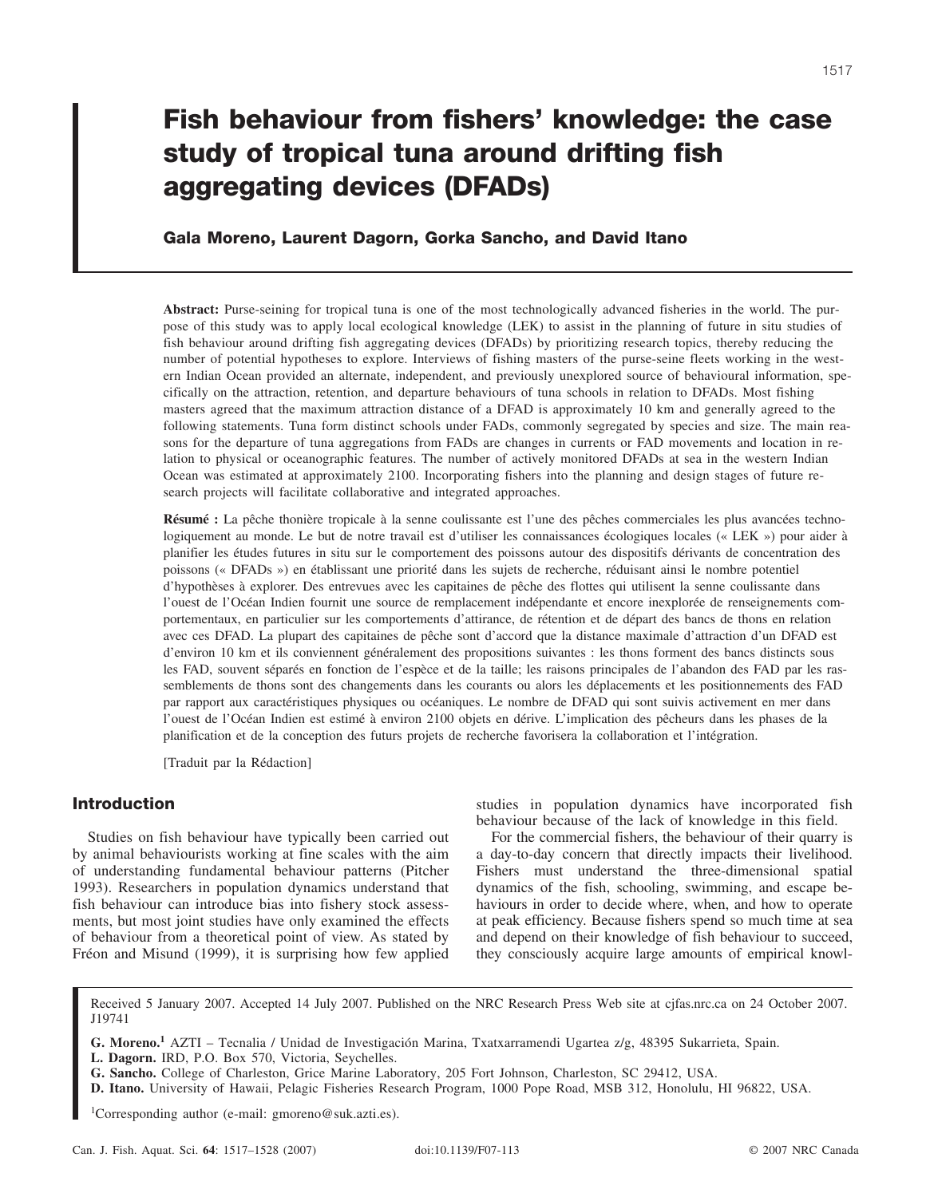# Fish behaviour from fishers' knowledge: the case study of tropical tuna around drifting fish aggregating devices (DFADs)

**Gala Moreno, Laurent Dagorn, Gorka Sancho, and David Itano**

**Abstract:** Purse-seining for tropical tuna is one of the most technologically advanced fisheries in the world. The purpose of this study was to apply local ecological knowledge (LEK) to assist in the planning of future in situ studies of fish behaviour around drifting fish aggregating devices (DFADs) by prioritizing research topics, thereby reducing the number of potential hypotheses to explore. Interviews of fishing masters of the purse-seine fleets working in the western Indian Ocean provided an alternate, independent, and previously unexplored source of behavioural information, specifically on the attraction, retention, and departure behaviours of tuna schools in relation to DFADs. Most fishing masters agreed that the maximum attraction distance of a DFAD is approximately 10 km and generally agreed to the following statements. Tuna form distinct schools under FADs, commonly segregated by species and size. The main reasons for the departure of tuna aggregations from FADs are changes in currents or FAD movements and location in relation to physical or oceanographic features. The number of actively monitored DFADs at sea in the western Indian Ocean was estimated at approximately 2100. Incorporating fishers into the planning and design stages of future research projects will facilitate collaborative and integrated approaches.

**Résumé :** La pêche thonière tropicale à la senne coulissante est l'une des pêches commerciales les plus avancées technologiquement au monde. Le but de notre travail est d'utiliser les connaissances écologiques locales (« LEK ») pour aider à planifier les études futures in situ sur le comportement des poissons autour des dispositifs dérivants de concentration des poissons (« DFADs ») en établissant une priorité dans les sujets de recherche, réduisant ainsi le nombre potentiel d'hypothèses à explorer. Des entrevues avec les capitaines de pêche des flottes qui utilisent la senne coulissante dans l'ouest de l'Océan Indien fournit une source de remplacement indépendante et encore inexplorée de renseignements comportementaux, en particulier sur les comportements d'attirance, de rétention et de départ des bancs de thons en relation avec ces DFAD. La plupart des capitaines de pêche sont d'accord que la distance maximale d'attraction d'un DFAD est d'environ 10 km et ils conviennent généralement des propositions suivantes : les thons forment des bancs distincts sous les FAD, souvent séparés en fonction de l'espèce et de la taille; les raisons principales de l'abandon des FAD par les rassemblements de thons sont des changements dans les courants ou alors les déplacements et les positionnements des FAD par rapport aux caractéristiques physiques ou océaniques. Le nombre de DFAD qui sont suivis activement en mer dans l'ouest de l'Océan Indien est estimé à environ 2100 objets en dérive. L'implication des pêcheurs dans les phases de la planification et de la conception des futurs projets de recherche favorisera la collaboration et l'intégration.

[Traduit par la Rédaction]

## Introduction

Studies on fish behaviour have typically been carried out by animal behaviourists working at fine scales with the aim of understanding fundamental behaviour patterns (Pitcher 1993). Researchers in population dynamics understand that fish behaviour can introduce bias into fishery stock assessments, but most joint studies have only examined the effects of behaviour from a theoretical point of view. As stated by Fréon and Misund (1999), it is surprising how few applied studies in population dynamics have incorporated fish behaviour because of the lack of knowledge in this field.

For the commercial fishers, the behaviour of their quarry is a day-to-day concern that directly impacts their livelihood. Fishers must understand the three-dimensional spatial dynamics of the fish, schooling, swimming, and escape behaviours in order to decide where, when, and how to operate at peak efficiency. Because fishers spend so much time at sea and depend on their knowledge of fish behaviour to succeed, they consciously acquire large amounts of empirical knowl-

Received 5 January 2007. Accepted 14 July 2007. Published on the NRC Research Press Web site at cjfas.nrc.ca on 24 October 2007. J19741

**G. Moreno.**[1] AZTI – Tecnalia / Unidad de Investigación Marina, Txatxarramendi Ugartea z/g, 48395 Sukarrieta, Spain.
**L. Dagorn.** IRD, P.O. Box 570, Victoria, Seychelles.
**G. Sancho.** College of Charleston, Grice Marine Laboratory, 205 Fort Johnson, Charleston, SC 29412, USA.
**D. Itano.** University of Hawaii, Pelagic Fisheries Research Program, 1000 Pope Road, MSB 312, Honolulu, HI 96822, USA.

[1]Corresponding author (e-mail: gmoreno@suk.azti.es).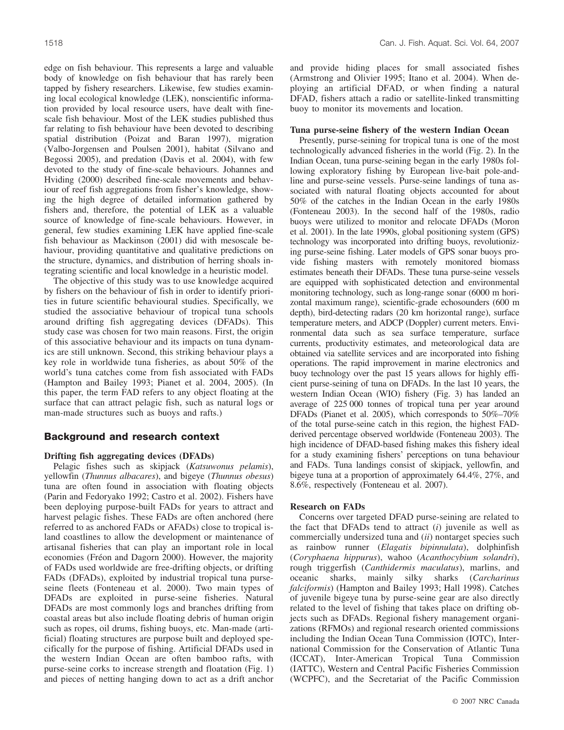edge on fish behaviour. This represents a large and valuable body of knowledge on fish behaviour that has rarely been tapped by fishery researchers. Likewise, few studies examining local ecological knowledge (LEK), nonscientific information provided by local resource users, have dealt with fine-scale fish behaviour. Most of the LEK studies published thus far relating to fish behaviour have been devoted to describing spatial distribution (Poizat and Baran 1997), migration (Valbo-Jorgensen and Poulsen 2001), habitat (Silvano and Begossi 2005), and predation (Davis et al. 2004), with few devoted to the study of fine-scale behaviours. Johannes and Hviding (2000) described fine-scale movements and behaviour of reef fish aggregations from fisher's knowledge, showing the high degree of detailed information gathered by fishers and, therefore, the potential of LEK as a valuable source of knowledge of fine-scale behaviours. However, in general, few studies examining LEK have applied fine-scale fish behaviour as Mackinson (2001) did with mesoscale behaviour, providing quantitative and qualitative predictions on the structure, dynamics, and distribution of herring shoals integrating scientific and local knowledge in a heuristic model.

The objective of this study was to use knowledge acquired by fishers on the behaviour of fish in order to identify priorities in future scientific behavioural studies. Specifically, we studied the associative behaviour of tropical tuna schools around drifting fish aggregating devices (DFADs). This study case was chosen for two main reasons. First, the origin of this associative behaviour and its impacts on tuna dynamics are still unknown. Second, this striking behaviour plays a key role in worldwide tuna fisheries, as about 50% of the world's tuna catches come from fish associated with FADs (Hampton and Bailey 1993; Pianet et al. 2004, 2005). (In this paper, the term FAD refers to any object floating at the surface that can attract pelagic fish, such as natural logs or man-made structures such as buoys and rafts.)

## Background and research context

### Drifting fish aggregating devices (DFADs)

Pelagic fishes such as skipjack (*Katsuwonus pelamis*), yellowfin (*Thunnus albacares*), and bigeye (*Thunnus obesus*) tuna are often found in association with floating objects (Parin and Fedoryako 1992; Castro et al. 2002). Fishers have been deploying purpose-built FADs for years to attract and harvest pelagic fishes. These FADs are often anchored (here referred to as anchored FADs or AFADs) close to tropical island coastlines to allow the development or maintenance of artisanal fisheries that can play an important role in local economies (Fréon and Dagorn 2000). However, the majority of FADs used worldwide are free-drifting objects, or drifting FADs (DFADs), exploited by industrial tropical tuna purse-seine fleets (Fonteneau et al. 2000). Two main types of DFADs are exploited in purse-seine fisheries. Natural DFADs are most commonly logs and branches drifting from coastal areas but also include floating debris of human origin such as ropes, oil drums, fishing buoys, etc. Man-made (artificial) floating structures are purpose built and deployed specifically for the purpose of fishing. Artificial DFADs used in the western Indian Ocean are often bamboo rafts, with purse-seine corks to increase strength and floatation (Fig. 1) and pieces of netting hanging down to act as a drift anchor and provide hiding places for small associated fishes (Armstrong and Olivier 1995; Itano et al. 2004). When deploying an artificial DFAD, or when finding a natural DFAD, fishers attach a radio or satellite-linked transmitting buoy to monitor its movements and location.

### Tuna purse-seine fishery of the western Indian Ocean

Presently, purse-seining for tropical tuna is one of the most technologically advanced fisheries in the world (Fig. 2). In the Indian Ocean, tuna purse-seining began in the early 1980s following exploratory fishing by European live-bait pole-and-line and purse-seine vessels. Purse-seine landings of tuna associated with natural floating objects accounted for about 50% of the catches in the Indian Ocean in the early 1980s (Fonteneau 2003). In the second half of the 1980s, radio buoys were utilized to monitor and relocate DFADs (Moron et al. 2001). In the late 1990s, global positioning system (GPS) technology was incorporated into drifting buoys, revolutionizing purse-seine fishing. Later models of GPS sonar buoys provide fishing masters with remotely monitored biomass estimates beneath their DFADs. These tuna purse-seine vessels are equipped with sophisticated detection and environmental monitoring technology, such as long-range sonar (6000 m horizontal maximum range), scientific-grade echosounders (600 m depth), bird-detecting radars (20 km horizontal range), surface temperature meters, and ADCP (Doppler) current meters. Environmental data such as sea surface temperature, surface currents, productivity estimates, and meteorological data are obtained via satellite services and are incorporated into fishing operations. The rapid improvement in marine electronics and buoy technology over the past 15 years allows for highly efficient purse-seining of tuna on DFADs. In the last 10 years, the western Indian Ocean (WIO) fishery (Fig. 3) has landed an average of 225 000 tonnes of tropical tuna per year around DFADs (Pianet et al. 2005), which corresponds to 50%–70% of the total purse-seine catch in this region, the highest FAD-derived percentage observed worldwide (Fonteneau 2003). The high incidence of DFAD-based fishing makes this fishery ideal for a study examining fishers' perceptions on tuna behaviour and FADs. Tuna landings consist of skipjack, yellowfin, and bigeye tuna at a proportion of approximately 64.4%, 27%, and 8.6%, respectively (Fonteneau et al. 2007).

### Research on FADs

Concerns over targeted DFAD purse-seining are related to the fact that DFADs tend to attract (*i*) juvenile as well as commercially undersized tuna and (*ii*) nontarget species such as rainbow runner (*Elagatis bipinnulata*), dolphinfish (*Coryphaena hippurus*), wahoo (*Acanthocybium solandri*), rough triggerfish (*Canthidermis maculatus*), marlins, and oceanic sharks, mainly silky sharks (*Carcharinus falciformis*) (Hampton and Bailey 1993; Hall 1998). Catches of juvenile bigeye tuna by purse-seine gear are also directly related to the level of fishing that takes place on drifting objects such as DFADs. Regional fishery management organizations (RFMOs) and regional research oriented commissions including the Indian Ocean Tuna Commission (IOTC), International Commission for the Conservation of Atlantic Tuna (ICCAT), Inter-American Tropical Tuna Commission (IATTC), Western and Central Pacific Fisheries Commission (WCPFC), and the Secretariat of the Pacific Commission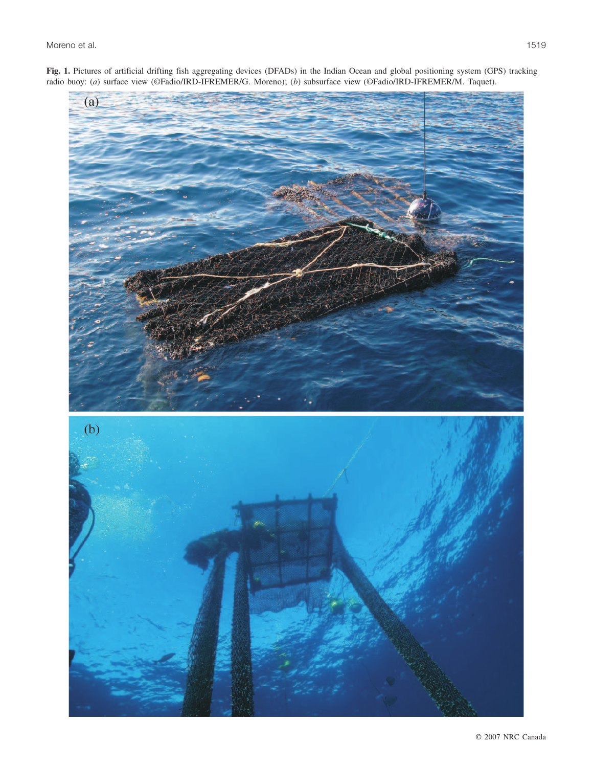**Fig. 1.** Pictures of artificial drifting fish aggregating devices (DFADs) in the Indian Ocean and global positioning system (GPS) tracking radio buoy: (*a*) surface view (©Fadio/IRD-IFREMER/G. Moreno); (*b*) subsurface view (©Fadio/IRD-IFREMER/M. Taquet).

© 2007 NRC Canada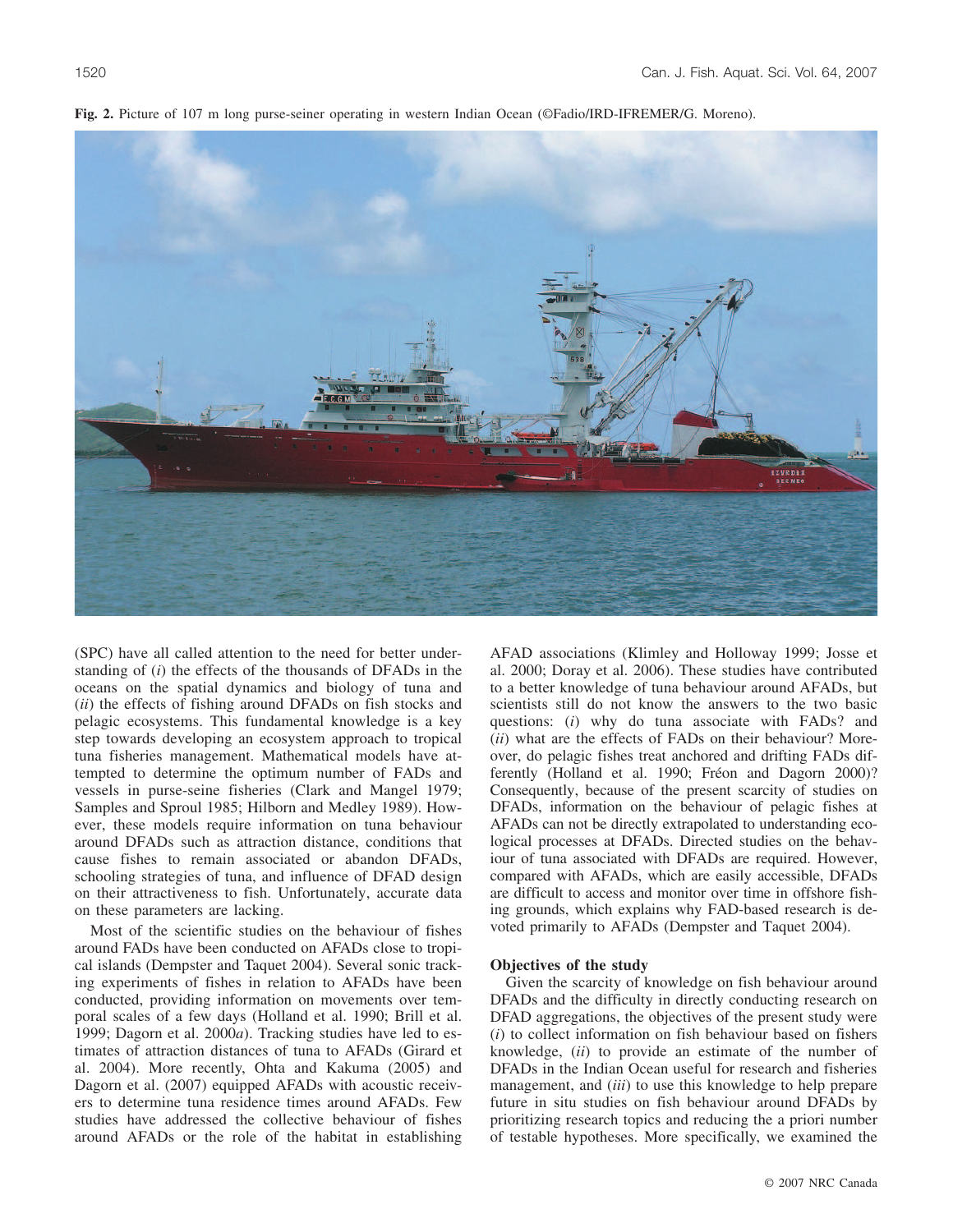**Fig. 2.** Picture of 107 m long purse-seiner operating in western Indian Ocean (©Fadio/IRD-IFREMER/G. Moreno).

(SPC) have all called attention to the need for better understanding of (*i*) the effects of the thousands of DFADs in the oceans on the spatial dynamics and biology of tuna and (*ii*) the effects of fishing around DFADs on fish stocks and pelagic ecosystems. This fundamental knowledge is a key step towards developing an ecosystem approach to tropical tuna fisheries management. Mathematical models have attempted to determine the optimum number of FADs and vessels in purse-seine fisheries (Clark and Mangel 1979; Samples and Sproul 1985; Hilborn and Medley 1989). However, these models require information on tuna behaviour around DFADs such as attraction distance, conditions that cause fishes to remain associated or abandon DFADs, schooling strategies of tuna, and influence of DFAD design on their attractiveness to fish. Unfortunately, accurate data on these parameters are lacking.

Most of the scientific studies on the behaviour of fishes around FADs have been conducted on AFADs close to tropical islands (Dempster and Taquet 2004). Several sonic tracking experiments of fishes in relation to AFADs have been conducted, providing information on movements over temporal scales of a few days (Holland et al. 1990; Brill et al. 1999; Dagorn et al. 2000*a*). Tracking studies have led to estimates of attraction distances of tuna to AFADs (Girard et al. 2004). More recently, Ohta and Kakuma (2005) and Dagorn et al. (2007) equipped AFADs with acoustic receivers to determine tuna residence times around AFADs. Few studies have addressed the collective behaviour of fishes around AFADs or the role of the habitat in establishing AFAD associations (Klimley and Holloway 1999; Josse et al. 2000; Doray et al. 2006). These studies have contributed to a better knowledge of tuna behaviour around AFADs, but scientists still do not know the answers to the two basic questions: (*i*) why do tuna associate with FADs? and (*ii*) what are the effects of FADs on their behaviour? Moreover, do pelagic fishes treat anchored and drifting FADs differently (Holland et al. 1990; Fréon and Dagorn 2000)? Consequently, because of the present scarcity of studies on DFADs, information on the behaviour of pelagic fishes at AFADs can not be directly extrapolated to understanding ecological processes at DFADs. Directed studies on the behaviour of tuna associated with DFADs are required. However, compared with AFADs, which are easily accessible, DFADs are difficult to access and monitor over time in offshore fishing grounds, which explains why FAD-based research is devoted primarily to AFADs (Dempster and Taquet 2004).

### Objectives of the study

Given the scarcity of knowledge on fish behaviour around DFADs and the difficulty in directly conducting research on DFAD aggregations, the objectives of the present study were (*i*) to collect information on fish behaviour based on fishers knowledge, (*ii*) to provide an estimate of the number of DFADs in the Indian Ocean useful for research and fisheries management, and (*iii*) to use this knowledge to help prepare future in situ studies on fish behaviour around DFADs by prioritizing research topics and reducing the a priori number of testable hypotheses. More specifically, we examined the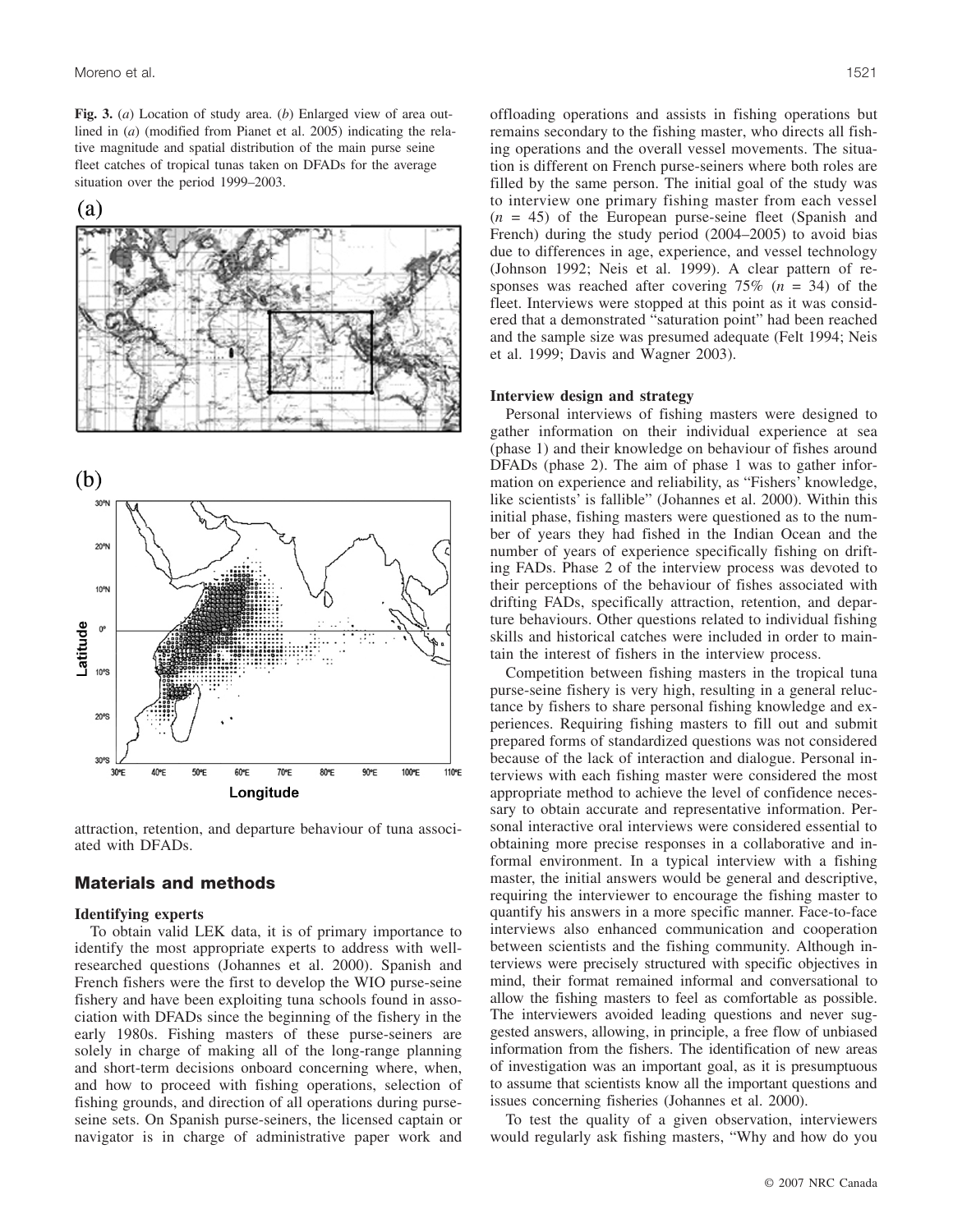**Fig. 3.** (*a*) Location of study area. (*b*) Enlarged view of area outlined in (*a*) (modified from Pianet et al. 2005) indicating the relative magnitude and spatial distribution of the main purse seine fleet catches of tropical tunas taken on DFADs for the average situation over the period 1999–2003.

attraction, retention, and departure behaviour of tuna associated with DFADs.

## Materials and methods

### Identifying experts

To obtain valid LEK data, it is of primary importance to identify the most appropriate experts to address with well-researched questions (Johannes et al. 2000). Spanish and French fishers were the first to develop the WIO purse-seine fishery and have been exploiting tuna schools found in association with DFADs since the beginning of the fishery in the early 1980s. Fishing masters of these purse-seiners are solely in charge of making all of the long-range planning and short-term decisions onboard concerning where, when, and how to proceed with fishing operations, selection of fishing grounds, and direction of all operations during purse-seine sets. On Spanish purse-seiners, the licensed captain or navigator is in charge of administrative paper work and offloading operations and assists in fishing operations but remains secondary to the fishing master, who directs all fishing operations and the overall vessel movements. The situation is different on French purse-seiners where both roles are filled by the same person. The initial goal of the study was to interview one primary fishing master from each vessel ($n$ = 45) of the European purse-seine fleet (Spanish and French) during the study period (2004–2005) to avoid bias due to differences in age, experience, and vessel technology (Johnson 1992; Neis et al. 1999). A clear pattern of responses was reached after covering 75% ($n$ = 34) of the fleet. Interviews were stopped at this point as it was considered that a demonstrated "saturation point" had been reached and the sample size was presumed adequate (Felt 1994; Neis et al. 1999; Davis and Wagner 2003).

### Interview design and strategy

Personal interviews of fishing masters were designed to gather information on their individual experience at sea (phase 1) and their knowledge on behaviour of fishes around DFADs (phase 2). The aim of phase 1 was to gather information on experience and reliability, as "Fishers' knowledge, like scientists' is fallible" (Johannes et al. 2000). Within this initial phase, fishing masters were questioned as to the number of years they had fished in the Indian Ocean and the number of years of experience specifically fishing on drifting FADs. Phase 2 of the interview process was devoted to their perceptions of the behaviour of fishes associated with drifting FADs, specifically attraction, retention, and departure behaviours. Other questions related to individual fishing skills and historical catches were included in order to maintain the interest of fishers in the interview process.

Competition between fishing masters in the tropical tuna purse-seine fishery is very high, resulting in a general reluctance by fishers to share personal fishing knowledge and experiences. Requiring fishing masters to fill out and submit prepared forms of standardized questions was not considered because of the lack of interaction and dialogue. Personal interviews with each fishing master were considered the most appropriate method to achieve the level of confidence necessary to obtain accurate and representative information. Personal interactive oral interviews were considered essential to obtaining more precise responses in a collaborative and informal environment. In a typical interview with a fishing master, the initial answers would be general and descriptive, requiring the interviewer to encourage the fishing master to quantify his answers in a more specific manner. Face-to-face interviews also enhanced communication and cooperation between scientists and the fishing community. Although interviews were precisely structured with specific objectives in mind, their format remained informal and conversational to allow the fishing masters to feel as comfortable as possible. The interviewers avoided leading questions and never suggested answers, allowing, in principle, a free flow of unbiased information from the fishers. The identification of new areas of investigation was an important goal, as it is presumptuous to assume that scientists know all the important questions and issues concerning fisheries (Johannes et al. 2000).

To test the quality of a given observation, interviewers would regularly ask fishing masters, "Why and how do you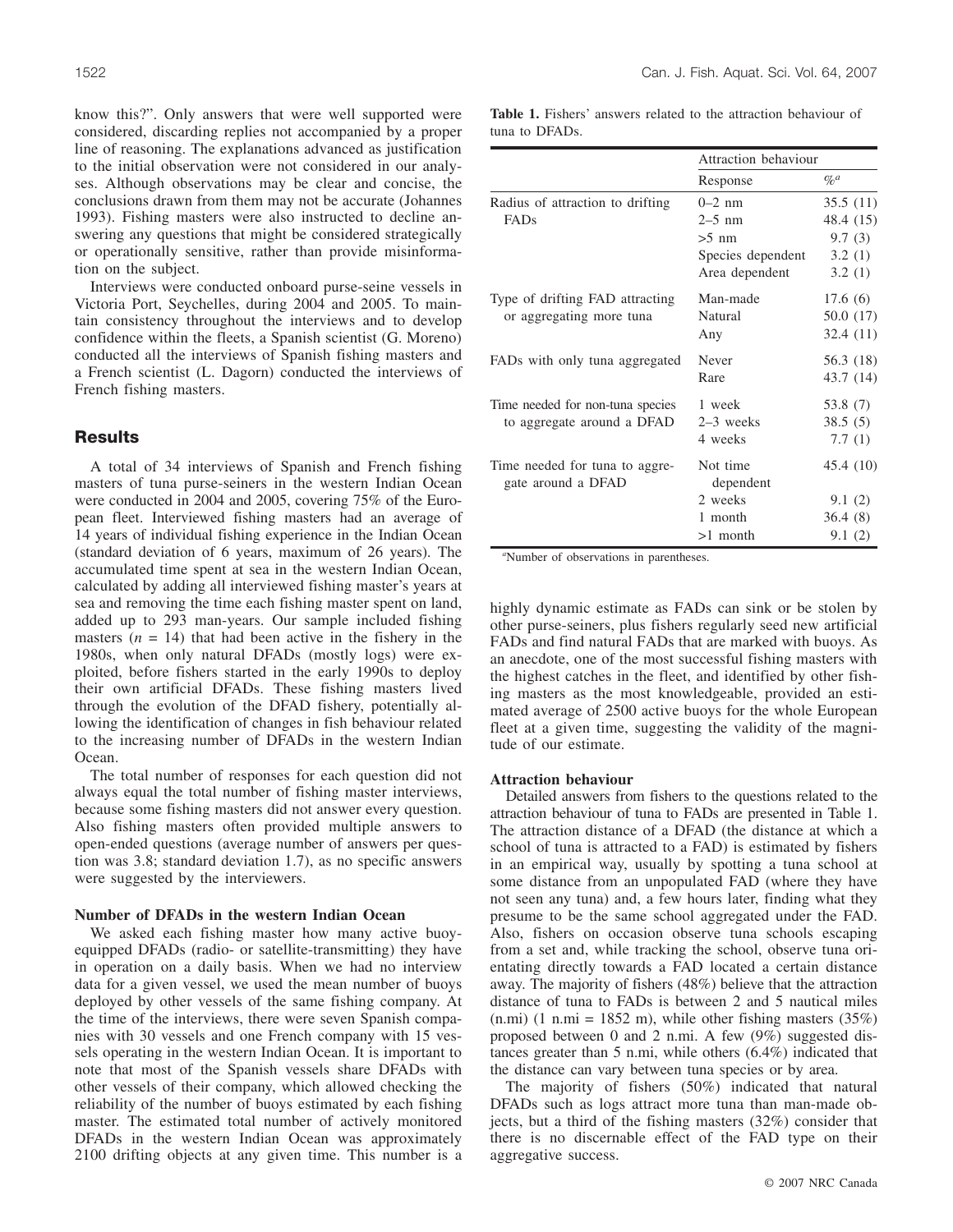know this?". Only answers that were well supported were considered, discarding replies not accompanied by a proper line of reasoning. The explanations advanced as justification to the initial observation were not considered in our analyses. Although observations may be clear and concise, the conclusions drawn from them may not be accurate (Johannes 1993). Fishing masters were also instructed to decline answering any questions that might be considered strategically or operationally sensitive, rather than provide misinformation on the subject.

Interviews were conducted onboard purse-seine vessels in Victoria Port, Seychelles, during 2004 and 2005. To maintain consistency throughout the interviews and to develop confidence within the fleets, a Spanish scientist (G. Moreno) conducted all the interviews of Spanish fishing masters and a French scientist (L. Dagorn) conducted the interviews of French fishing masters.

## Results

A total of 34 interviews of Spanish and French fishing masters of tuna purse-seiners in the western Indian Ocean were conducted in 2004 and 2005, covering 75% of the European fleet. Interviewed fishing masters had an average of 14 years of individual fishing experience in the Indian Ocean (standard deviation of 6 years, maximum of 26 years). The accumulated time spent at sea in the western Indian Ocean, calculated by adding all interviewed fishing master's years at sea and removing the time each fishing master spent on land, added up to 293 man-years. Our sample included fishing masters ($n$ = 14) that had been active in the fishery in the 1980s, when only natural DFADs (mostly logs) were exploited, before fishers started in the early 1990s to deploy their own artificial DFADs. These fishing masters lived through the evolution of the DFAD fishery, potentially allowing the identification of changes in fish behaviour related to the increasing number of DFADs in the western Indian Ocean.

The total number of responses for each question did not always equal the total number of fishing master interviews, because some fishing masters did not answer every question. Also fishing masters often provided multiple answers to open-ended questions (average number of answers per question was 3.8; standard deviation 1.7), as no specific answers were suggested by the interviewers.

### Number of DFADs in the western Indian Ocean

We asked each fishing master how many active buoy-equipped DFADs (radio- or satellite-transmitting) they have in operation on a daily basis. When we had no interview data for a given vessel, we used the mean number of buoys deployed by other vessels of the same fishing company. At the time of the interviews, there were seven Spanish companies with 30 vessels and one French company with 15 vessels operating in the western Indian Ocean. It is important to note that most of the Spanish vessels share DFADs with other vessels of their company, which allowed checking the reliability of the number of buoys estimated by each fishing master. The estimated total number of actively monitored DFADs in the western Indian Ocean was approximately 2100 drifting objects at any given time. This number is a highly dynamic estimate as FADs can sink or be stolen by other purse-seiners, plus fishers regularly seed new artificial FADs and find natural FADs that are marked with buoys. As an anecdote, one of the most successful fishing masters with the highest catches in the fleet, and identified by other fishing masters as the most knowledgeable, provided an estimated average of 2500 active buoys for the whole European fleet at a given time, suggesting the validity of the magnitude of our estimate.

**Table 1.** Fishers' answers related to the attraction behaviour of tuna to DFADs.

| | Attraction behaviour | |
|---|---|---|
| | Response | %[a] |
| Radius of attraction to drifting FADs | 0–2 nm | 35.5 (11) |
| | 2–5 nm | 48.4 (15) |
| | >5 nm | 9.7 (3) |
| | Species dependent | 3.2 (1) |
| | Area dependent | 3.2 (1) |
| Type of drifting FAD attracting or aggregating more tuna | Man-made | 17.6 (6) |
| | Natural | 50.0 (17) |
| | Any | 32.4 (11) |
| FADs with only tuna aggregated | Never | 56.3 (18) |
| | Rare | 43.7 (14) |
| Time needed for non-tuna species to aggregate around a DFAD | 1 week | 53.8 (7) |
| | 2–3 weeks | 38.5 (5) |
| | 4 weeks | 7.7 (1) |
| Time needed for tuna to aggregate around a DFAD | Not time dependent | 45.4 (10) |
| | 2 weeks | 9.1 (2) |
| | 1 month | 36.4 (8) |
| | >1 month | 9.1 (2) |

[a]Number of observations in parentheses.

### Attraction behaviour

Detailed answers from fishers to the questions related to the attraction behaviour of tuna to FADs are presented in Table 1. The attraction distance of a DFAD (the distance at which a school of tuna is attracted to a FAD) is estimated by fishers in an empirical way, usually by spotting a tuna school at some distance from an unpopulated FAD (where they have not seen any tuna) and, a few hours later, finding what they presume to be the same school aggregated under the FAD. Also, fishers on occasion observe tuna schools escaping from a set and, while tracking the school, observe tuna orientating directly towards a FAD located a certain distance away. The majority of fishers (48%) believe that the attraction distance of tuna to FADs is between 2 and 5 nautical miles (n.mi) (1 n.mi = 1852 m), while other fishing masters (35%) proposed between 0 and 2 n.mi. A few (9%) suggested distances greater than 5 n.mi, while others (6.4%) indicated that the distance can vary between tuna species or by area.

The majority of fishers (50%) indicated that natural DFADs such as logs attract more tuna than man-made objects, but a third of the fishing masters (32%) consider that there is no discernable effect of the FAD type on their aggregative success.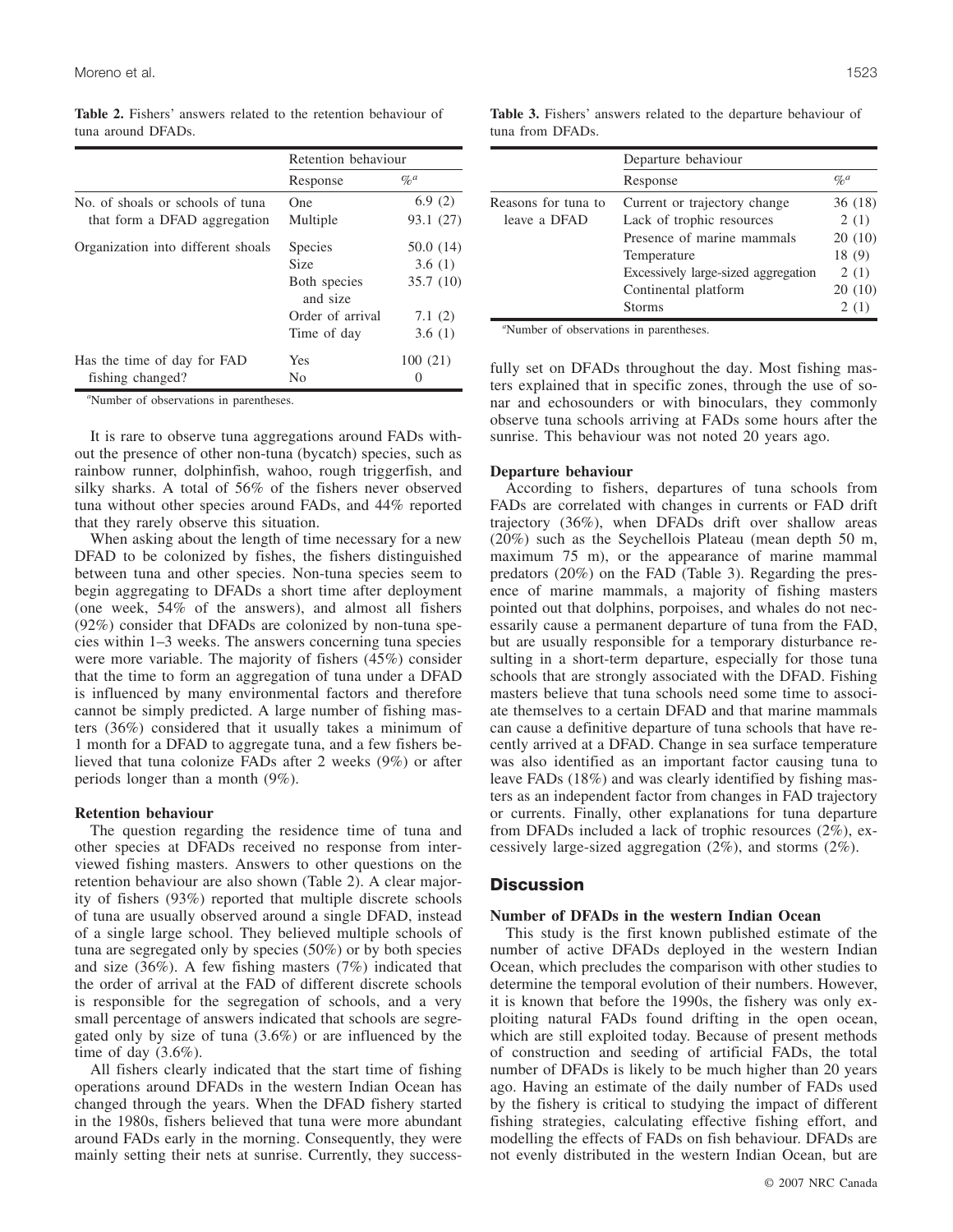**Table 2.** Fishers' answers related to the retention behaviour of tuna around DFADs.

| | Retention behaviour | |
|---|---|---|
| | Response | %[a] |
| No. of shoals or schools of tuna that form a DFAD aggregation | One | 6.9 (2) |
| | Multiple | 93.1 (27) |
| Organization into different shoals | Species | 50.0 (14) |
| | Size | 3.6 (1) |
| | Both species and size | 35.7 (10) |
| | Order of arrival | 7.1 (2) |
| | Time of day | 3.6 (1) |
| Has the time of day for FAD fishing changed? | Yes | 100 (21) |
| | No | 0 |

[a]Number of observations in parentheses.

It is rare to observe tuna aggregations around FADs without the presence of other non-tuna (bycatch) species, such as rainbow runner, dolphinfish, wahoo, rough triggerfish, and silky sharks. A total of 56% of the fishers never observed tuna without other species around FADs, and 44% reported that they rarely observe this situation.

When asking about the length of time necessary for a new DFAD to be colonized by fishes, the fishers distinguished between tuna and other species. Non-tuna species seem to begin aggregating to DFADs a short time after deployment (one week, 54% of the answers), and almost all fishers (92%) consider that DFADs are colonized by non-tuna species within 1–3 weeks. The answers concerning tuna species were more variable. The majority of fishers (45%) consider that the time to form an aggregation of tuna under a DFAD is influenced by many environmental factors and therefore cannot be simply predicted. A large number of fishing masters (36%) considered that it usually takes a minimum of 1 month for a DFAD to aggregate tuna, and a few fishers believed that tuna colonize FADs after 2 weeks (9%) or after periods longer than a month (9%).

### Retention behaviour

The question regarding the residence time of tuna and other species at DFADs received no response from interviewed fishing masters. Answers to other questions on the retention behaviour are also shown (Table 2). A clear majority of fishers (93%) reported that multiple discrete schools of tuna are usually observed around a single DFAD, instead of a single large school. They believed multiple schools of tuna are segregated only by species (50%) or by both species and size (36%). A few fishing masters (7%) indicated that the order of arrival at the FAD of different discrete schools is responsible for the segregation of schools, and a very small percentage of answers indicated that schools are segregated only by size of tuna (3.6%) or are influenced by the time of day (3.6%).

All fishers clearly indicated that the start time of fishing operations around DFADs in the western Indian Ocean has changed through the years. When the DFAD fishery started in the 1980s, fishers believed that tuna were more abundant around FADs early in the morning. Consequently, they were mainly setting their nets at sunrise. Currently, they successfully set on DFADs throughout the day. Most fishing masters explained that in specific zones, through the use of sonar and echosounders or with binoculars, they commonly observe tuna schools arriving at FADs some hours after the sunrise. This behaviour was not noted 20 years ago.

**Table 3.** Fishers' answers related to the departure behaviour of tuna from DFADs.

| | Departure behaviour | |
|---|---|---|
| | Response | %[a] |
| Reasons for tuna to leave a DFAD | Current or trajectory change | 36 (18) |
| | Lack of trophic resources | 2 (1) |
| | Presence of marine mammals | 20 (10) |
| | Temperature | 18 (9) |
| | Excessively large-sized aggregation | 2 (1) |
| | Continental platform | 20 (10) |
| | Storms | 2 (1) |

[a]Number of observations in parentheses.

### Departure behaviour

According to fishers, departures of tuna schools from FADs are correlated with changes in currents or FAD drift trajectory (36%), when DFADs drift over shallow areas (20%) such as the Seychellois Plateau (mean depth 50 m, maximum 75 m), or the appearance of marine mammal predators (20%) on the FAD (Table 3). Regarding the presence of marine mammals, a majority of fishing masters pointed out that dolphins, porpoises, and whales do not necessarily cause a permanent departure of tuna from the FAD, but are usually responsible for a temporary disturbance resulting in a short-term departure, especially for those tuna schools that are strongly associated with the DFAD. Fishing masters believe that tuna schools need some time to associate themselves to a certain DFAD and that marine mammals can cause a definitive departure of tuna schools that have recently arrived at a DFAD. Change in sea surface temperature was also identified as an important factor causing tuna to leave FADs (18%) and was clearly identified by fishing masters as an independent factor from changes in FAD trajectory or currents. Finally, other explanations for tuna departure from DFADs included a lack of trophic resources (2%), excessively large-sized aggregation (2%), and storms (2%).

## Discussion

### Number of DFADs in the western Indian Ocean

This study is the first known published estimate of the number of active DFADs deployed in the western Indian Ocean, which precludes the comparison with other studies to determine the temporal evolution of their numbers. However, it is known that before the 1990s, the fishery was only exploiting natural FADs found drifting in the open ocean, which are still exploited today. Because of present methods of construction and seeding of artificial FADs, the total number of DFADs is likely to be much higher than 20 years ago. Having an estimate of the daily number of FADs used by the fishery is critical to studying the impact of different fishing strategies, calculating effective fishing effort, and modelling the effects of FADs on fish behaviour. DFADs are not evenly distributed in the western Indian Ocean, but are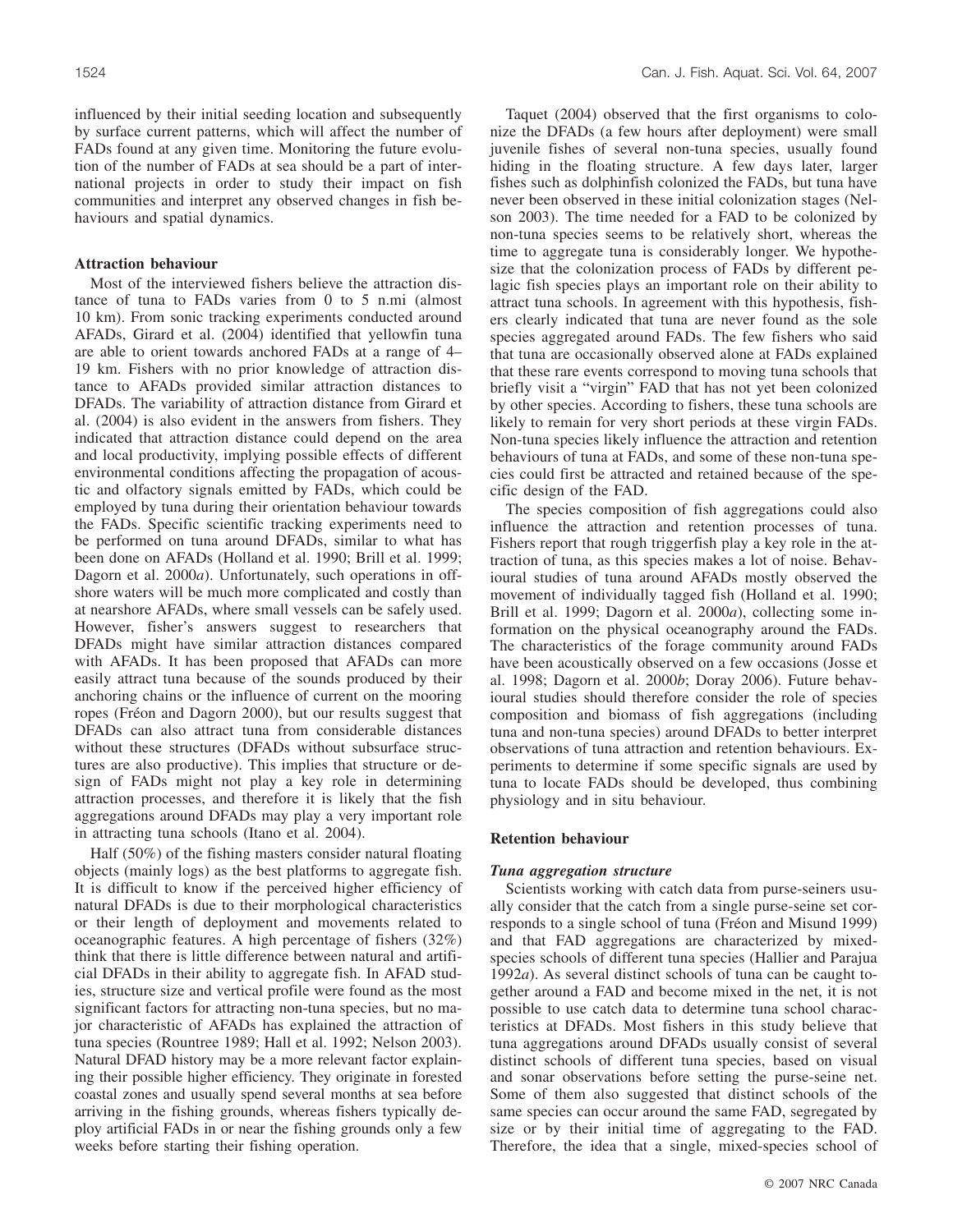influenced by their initial seeding location and subsequently by surface current patterns, which will affect the number of FADs found at any given time. Monitoring the future evolution of the number of FADs at sea should be a part of international projects in order to study their impact on fish communities and interpret any observed changes in fish behaviours and spatial dynamics.

### Attraction behaviour

Most of the interviewed fishers believe the attraction distance of tuna to FADs varies from 0 to 5 n.mi (almost 10 km). From sonic tracking experiments conducted around AFADs, Girard et al. (2004) identified that yellowfin tuna are able to orient towards anchored FADs at a range of 4–19 km. Fishers with no prior knowledge of attraction distance to AFADs provided similar attraction distances to DFADs. The variability of attraction distance from Girard et al. (2004) is also evident in the answers from fishers. They indicated that attraction distance could depend on the area and local productivity, implying possible effects of different environmental conditions affecting the propagation of acoustic and olfactory signals emitted by FADs, which could be employed by tuna during their orientation behaviour towards the FADs. Specific scientific tracking experiments need to be performed on tuna around DFADs, similar to what has been done on AFADs (Holland et al. 1990; Brill et al. 1999; Dagorn et al. 2000*a*). Unfortunately, such operations in offshore waters will be much more complicated and costly than at nearshore AFADs, where small vessels can be safely used. However, fisher's answers suggest to researchers that DFADs might have similar attraction distances compared with AFADs. It has been proposed that AFADs can more easily attract tuna because of the sounds produced by their anchoring chains or the influence of current on the mooring ropes (Fréon and Dagorn 2000), but our results suggest that DFADs can also attract tuna from considerable distances without these structures (DFADs without subsurface structures are also productive). This implies that structure or design of FADs might not play a key role in determining attraction processes, and therefore it is likely that the fish aggregations around DFADs may play a very important role in attracting tuna schools (Itano et al. 2004).

Half (50%) of the fishing masters consider natural floating objects (mainly logs) as the best platforms to aggregate fish. It is difficult to know if the perceived higher efficiency of natural DFADs is due to their morphological characteristics or their length of deployment and movements related to oceanographic features. A high percentage of fishers (32%) think that there is little difference between natural and artificial DFADs in their ability to aggregate fish. In AFAD studies, structure size and vertical profile were found as the most significant factors for attracting non-tuna species, but no major characteristic of AFADs has explained the attraction of tuna species (Rountree 1989; Hall et al. 1992; Nelson 2003). Natural DFAD history may be a more relevant factor explaining their possible higher efficiency. They originate in forested coastal zones and usually spend several months at sea before arriving in the fishing grounds, whereas fishers typically deploy artificial FADs in or near the fishing grounds only a few weeks before starting their fishing operation.

Taquet (2004) observed that the first organisms to colonize the DFADs (a few hours after deployment) were small juvenile fishes of several non-tuna species, usually found hiding in the floating structure. A few days later, larger fishes such as dolphinfish colonized the FADs, but tuna have never been observed in these initial colonization stages (Nelson 2003). The time needed for a FAD to be colonized by non-tuna species seems to be relatively short, whereas the time to aggregate tuna is considerably longer. We hypothesize that the colonization process of FADs by different pelagic fish species plays an important role on their ability to attract tuna schools. In agreement with this hypothesis, fishers clearly indicated that tuna are never found as the sole species aggregated around FADs. The few fishers who said that tuna are occasionally observed alone at FADs explained that these rare events correspond to moving tuna schools that briefly visit a "virgin" FAD that has not yet been colonized by other species. According to fishers, these tuna schools are likely to remain for very short periods at these virgin FADs. Non-tuna species likely influence the attraction and retention behaviours of tuna at FADs, and some of these non-tuna species could first be attracted and retained because of the specific design of the FAD.

The species composition of fish aggregations could also influence the attraction and retention processes of tuna. Fishers report that rough triggerfish play a key role in the attraction of tuna, as this species makes a lot of noise. Behavioural studies of tuna around AFADs mostly observed the movement of individually tagged fish (Holland et al. 1990; Brill et al. 1999; Dagorn et al. 2000*a*), collecting some information on the physical oceanography around the FADs. The characteristics of the forage community around FADs have been acoustically observed on a few occasions (Josse et al. 1998; Dagorn et al. 2000*b*; Doray 2006). Future behavioural studies should therefore consider the role of species composition and biomass of fish aggregations (including tuna and non-tuna species) around DFADs to better interpret observations of tuna attraction and retention behaviours. Experiments to determine if some specific signals are used by tuna to locate FADs should be developed, thus combining physiology and in situ behaviour.

### Retention behaviour

#### *Tuna aggregation structure*

Scientists working with catch data from purse-seiners usually consider that the catch from a single purse-seine set corresponds to a single school of tuna (Fréon and Misund 1999) and that FAD aggregations are characterized by mixed-species schools of different tuna species (Hallier and Parajua 1992*a*). As several distinct schools of tuna can be caught together around a FAD and become mixed in the net, it is not possible to use catch data to determine tuna school characteristics at DFADs. Most fishers in this study believe that tuna aggregations around DFADs usually consist of several distinct schools of different tuna species, based on visual and sonar observations before setting the purse-seine net. Some of them also suggested that distinct schools of the same species can occur around the same FAD, segregated by size or by their initial time of aggregating to the FAD. Therefore, the idea that a single, mixed-species school of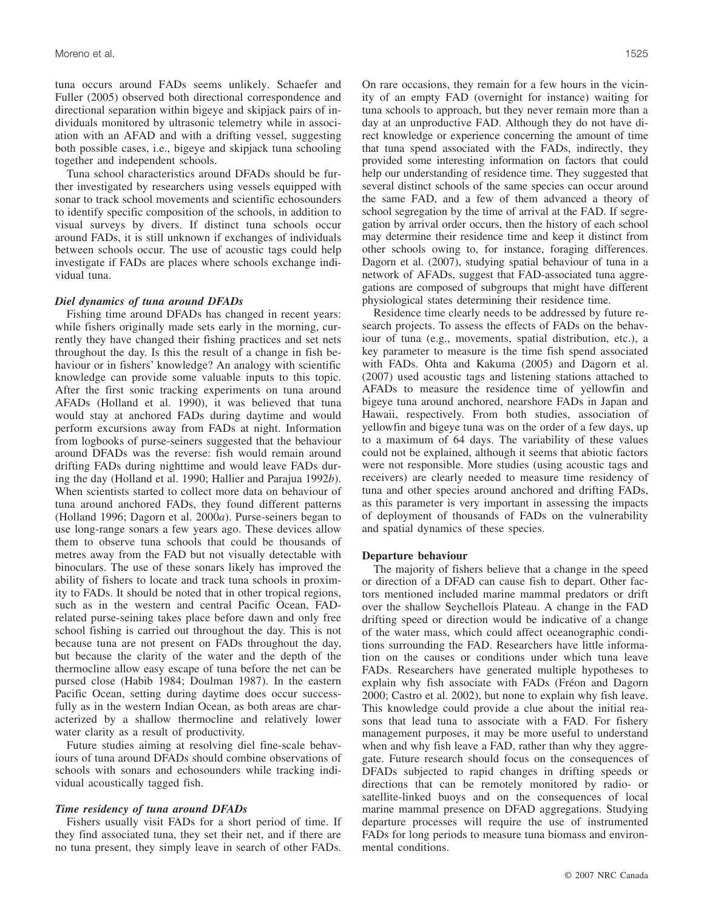tuna occurs around FADs seems unlikely. Schaefer and Fuller (2005) observed both directional correspondence and directional separation within bigeye and skipjack pairs of individuals monitored by ultrasonic telemetry while in association with an AFAD and with a drifting vessel, suggesting both possible cases, i.e., bigeye and skipjack tuna schooling together and independent schools.

Tuna school characteristics around DFADs should be further investigated by researchers using vessels equipped with sonar to track school movements and scientific echosounders to identify specific composition of the schools, in addition to visual surveys by divers. If distinct tuna schools occur around FADs, it is still unknown if exchanges of individuals between schools occur. The use of acoustic tags could help investigate if FADs are places where schools exchange individual tuna.

### *Diel dynamics of tuna around DFADs*

Fishing time around DFADs has changed in recent years: while fishers originally made sets early in the morning, currently they have changed their fishing practices and set nets throughout the day. Is this the result of a change in fish behaviour or in fishers' knowledge? An analogy with scientific knowledge can provide some valuable inputs to this topic. After the first sonic tracking experiments on tuna around AFADs (Holland et al. 1990), it was believed that tuna would stay at anchored FADs during daytime and would perform excursions away from FADs at night. Information from logbooks of purse-seiners suggested that the behaviour around DFADs was the reverse: fish would remain around drifting FADs during nighttime and would leave FADs during the day (Holland et al. 1990; Hallier and Parajua 1992*b*). When scientists started to collect more data on behaviour of tuna around anchored FADs, they found different patterns (Holland 1996; Dagorn et al. 2000*a*). Purse-seiners began to use long-range sonars a few years ago. These devices allow them to observe tuna schools that could be thousands of metres away from the FAD but not visually detectable with binoculars. The use of these sonars likely has improved the ability of fishers to locate and track tuna schools in proximity to FADs. It should be noted that in other tropical regions, such as in the western and central Pacific Ocean, FAD-related purse-seining takes place before dawn and only free school fishing is carried out throughout the day. This is not because tuna are not present on FADs throughout the day, but because the clarity of the water and the depth of the thermocline allow easy escape of tuna before the net can be pursed close (Habib 1984; Doulman 1987). In the eastern Pacific Ocean, setting during daytime does occur successfully as in the western Indian Ocean, as both areas are characterized by a shallow thermocline and relatively lower water clarity as a result of productivity.

Future studies aiming at resolving diel fine-scale behaviours of tuna around DFADs should combine observations of schools with sonars and echosounders while tracking individual acoustically tagged fish.

### *Time residency of tuna around DFADs*

Fishers usually visit FADs for a short period of time. If they find associated tuna, they set their net, and if there are no tuna present, they simply leave in search of other FADs. On rare occasions, they remain for a few hours in the vicinity of an empty FAD (overnight for instance) waiting for tuna schools to approach, but they never remain more than a day at an unproductive FAD. Although they do not have direct knowledge or experience concerning the amount of time that tuna spend associated with the FADs, indirectly, they provided some interesting information on factors that could help our understanding of residence time. They suggested that several distinct schools of the same species can occur around the same FAD, and a few of them advanced a theory of school segregation by the time of arrival at the FAD. If segregation by arrival order occurs, then the history of each school may determine their residence time and keep it distinct from other schools owing to, for instance, foraging differences. Dagorn et al. (2007), studying spatial behaviour of tuna in a network of AFADs, suggest that FAD-associated tuna aggregations are composed of subgroups that might have different physiological states determining their residence time.

Residence time clearly needs to be addressed by future research projects. To assess the effects of FADs on the behaviour of tuna (e.g., movements, spatial distribution, etc.), a key parameter to measure is the time fish spend associated with FADs. Ohta and Kakuma (2005) and Dagorn et al. (2007) used acoustic tags and listening stations attached to AFADs to measure the residence time of yellowfin and bigeye tuna around anchored, nearshore FADs in Japan and Hawaii, respectively. From both studies, association of yellowfin and bigeye tuna was on the order of a few days, up to a maximum of 64 days. The variability of these values could not be explained, although it seems that abiotic factors were not responsible. More studies (using acoustic tags and receivers) are clearly needed to measure time residency of tuna and other species around anchored and drifting FADs, as this parameter is very important in assessing the impacts of deployment of thousands of FADs on the vulnerability and spatial dynamics of these species.

## **Departure behaviour**

The majority of fishers believe that a change in the speed or direction of a DFAD can cause fish to depart. Other factors mentioned included marine mammal predators or drift over the shallow Seychellois Plateau. A change in the FAD drifting speed or direction would be indicative of a change of the water mass, which could affect oceanographic conditions surrounding the FAD. Researchers have little information on the causes or conditions under which tuna leave FADs. Researchers have generated multiple hypotheses to explain why fish associate with FADs (Fréon and Dagorn 2000; Castro et al. 2002), but none to explain why fish leave. This knowledge could provide a clue about the initial reasons that lead tuna to associate with a FAD. For fishery management purposes, it may be more useful to understand when and why fish leave a FAD, rather than why they aggregate. Future research should focus on the consequences of DFADs subjected to rapid changes in drifting speeds or directions that can be remotely monitored by radio- or satellite-linked buoys and on the consequences of local marine mammal presence on DFAD aggregations. Studying departure processes will require the use of instrumented FADs for long periods to measure tuna biomass and environmental conditions.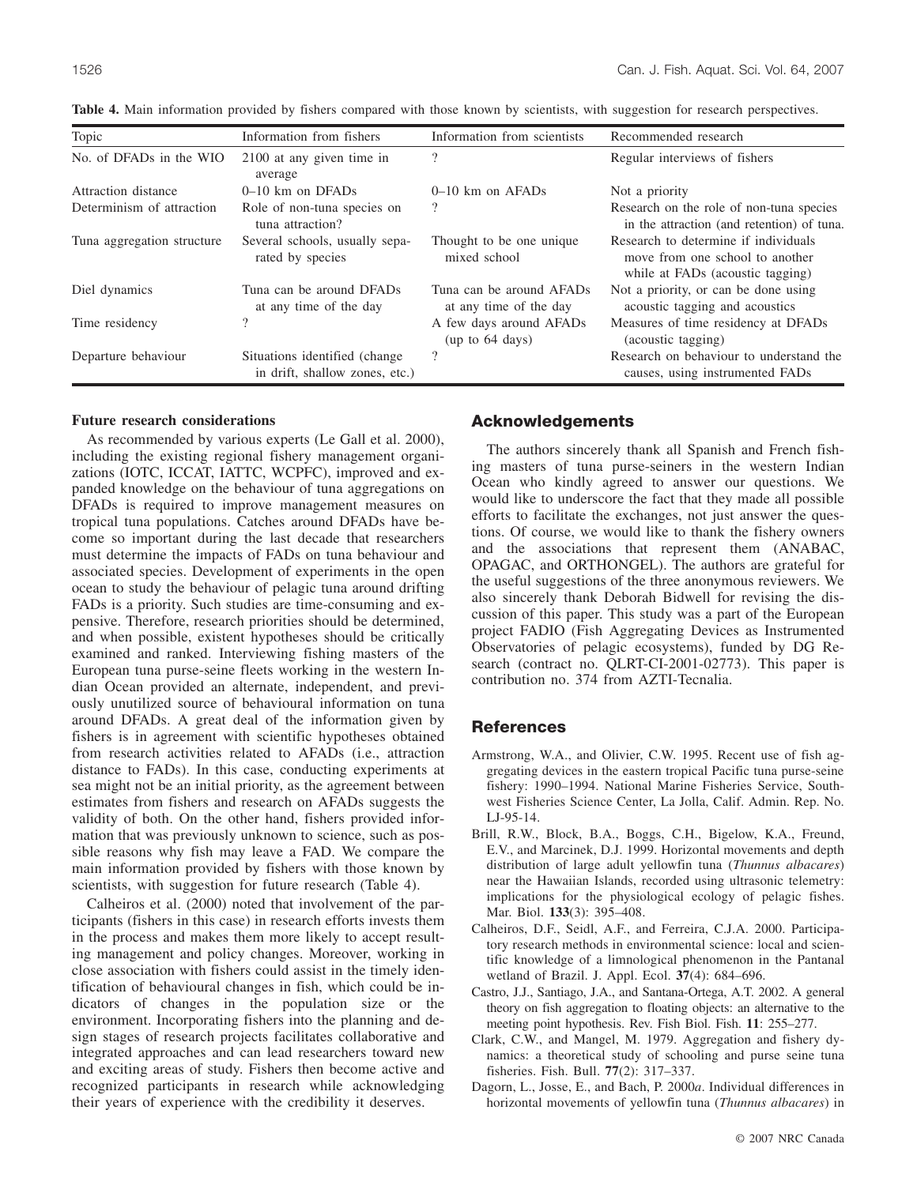**Table 4.** Main information provided by fishers compared with those known by scientists, with suggestion for research perspectives.

| Topic | Information from fishers | Information from scientists | Recommended research |
|---|---|---|---|
| No. of DFADs in the WIO | 2100 at any given time in average | ? | Regular interviews of fishers |
| Attraction distance | 0–10 km on DFADs | 0–10 km on AFADs | Not a priority |
| Determinism of attraction | Role of non-tuna species on tuna attraction? | ? | Research on the role of non-tuna species in the attraction (and retention) of tuna. |
| Tuna aggregation structure | Several schools, usually separated by species | Thought to be one unique mixed school | Research to determine if individuals move from one school to another while at FADs (acoustic tagging) |
| Diel dynamics | Tuna can be around DFADs at any time of the day | Tuna can be around AFADs at any time of the day | Not a priority, or can be done using acoustic tagging and acoustics |
| Time residency | ? | A few days around AFADs (up to 64 days) | Measures of time residency at DFADs (acoustic tagging) |
| Departure behaviour | Situations identified (change in drift, shallow zones, etc.) | ? | Research on behaviour to understand the causes, using instrumented FADs |

**Future research considerations**

As recommended by various experts (Le Gall et al. 2000), including the existing regional fishery management organizations (IOTC, ICCAT, IATTC, WCPFC), improved and expanded knowledge on the behaviour of tuna aggregations on DFADs is required to improve management measures on tropical tuna populations. Catches around DFADs have become so important during the last decade that researchers must determine the impacts of FADs on tuna behaviour and associated species. Development of experiments in the open ocean to study the behaviour of pelagic tuna around drifting FADs is a priority. Such studies are time-consuming and expensive. Therefore, research priorities should be determined, and when possible, existent hypotheses should be critically examined and ranked. Interviewing fishing masters of the European tuna purse-seine fleets working in the western Indian Ocean provided an alternate, independent, and previously unutilized source of behavioural information on tuna around DFADs. A great deal of the information given by fishers is in agreement with scientific hypotheses obtained from research activities related to AFADs (i.e., attraction distance to FADs). In this case, conducting experiments at sea might not be an initial priority, as the agreement between estimates from fishers and research on AFADs suggests the validity of both. On the other hand, fishers provided information that was previously unknown to science, such as possible reasons why fish may leave a FAD. We compare the main information provided by fishers with those known by scientists, with suggestion for future research (Table 4).

Calheiros et al. (2000) noted that involvement of the participants (fishers in this case) in research efforts invests them in the process and makes them more likely to accept resulting management and policy changes. Moreover, working in close association with fishers could assist in the timely identification of behavioural changes in fish, which could be indicators of changes in the population size or the environment. Incorporating fishers into the planning and design stages of research projects facilitates collaborative and integrated approaches and can lead researchers toward new and exciting areas of study. Fishers then become active and recognized participants in research while acknowledging their years of experience with the credibility it deserves.

## Acknowledgements

The authors sincerely thank all Spanish and French fishing masters of tuna purse-seiners in the western Indian Ocean who kindly agreed to answer our questions. We would like to underscore the fact that they made all possible efforts to facilitate the exchanges, not just answer the questions. Of course, we would like to thank the fishery owners and the associations that represent them (ANABAC, OPAGAC, and ORTHONGEL). The authors are grateful for the useful suggestions of the three anonymous reviewers. We also sincerely thank Deborah Bidwell for revising the discussion of this paper. This study was a part of the European project FADIO (Fish Aggregating Devices as Instrumented Observatories of pelagic ecosystems), funded by DG Research (contract no. QLRT-CI-2001-02773). This paper is contribution no. 374 from AZTI-Tecnalia.

## References

Armstrong, W.A., and Olivier, C.W. 1995. Recent use of fish aggregating devices in the eastern tropical Pacific tuna purse-seine fishery: 1990–1994. National Marine Fisheries Service, Southwest Fisheries Science Center, La Jolla, Calif. Admin. Rep. No. LJ-95-14.

Brill, R.W., Block, B.A., Boggs, C.H., Bigelow, K.A., Freund, E.V., and Marcinek, D.J. 1999. Horizontal movements and depth distribution of large adult yellowfin tuna (*Thunnus albacares*) near the Hawaiian Islands, recorded using ultrasonic telemetry: implications for the physiological ecology of pelagic fishes. Mar. Biol. **133**(3): 395–408.

Calheiros, D.F., Seidl, A.F., and Ferreira, C.J.A. 2000. Participatory research methods in environmental science: local and scientific knowledge of a limnological phenomenon in the Pantanal wetland of Brazil. J. Appl. Ecol. **37**(4): 684–696.

Castro, J.J., Santiago, J.A., and Santana-Ortega, A.T. 2002. A general theory on fish aggregation to floating objects: an alternative to the meeting point hypothesis. Rev. Fish Biol. Fish. **11**: 255–277.

Clark, C.W., and Mangel, M. 1979. Aggregation and fishery dynamics: a theoretical study of schooling and purse seine tuna fisheries. Fish. Bull. **77**(2): 317–337.

Dagorn, L., Josse, E., and Bach, P. 2000*a*. Individual differences in horizontal movements of yellowfin tuna (*Thunnus albacares*) in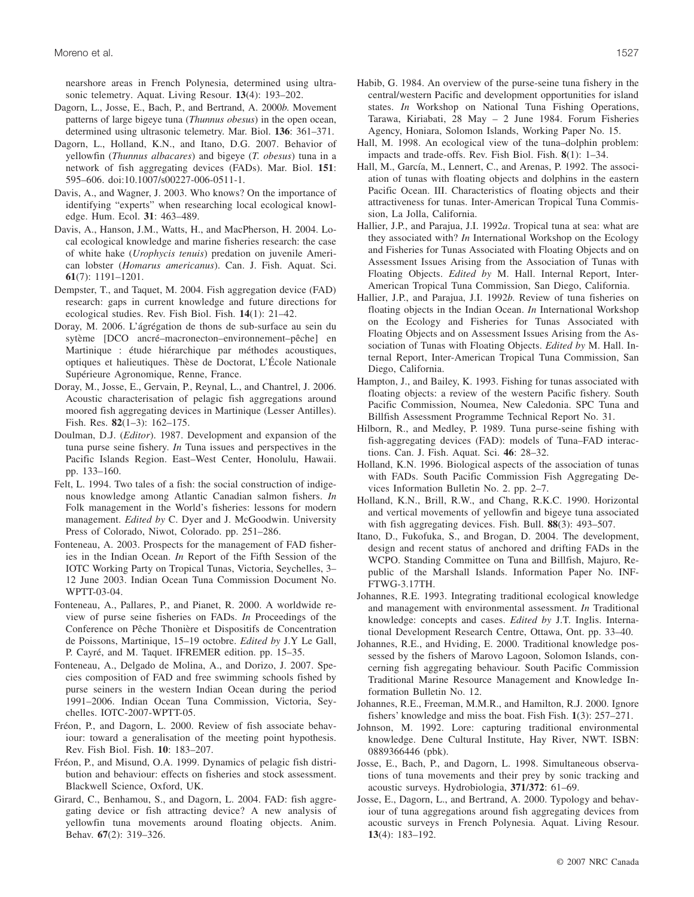nearshore areas in French Polynesia, determined using ultrasonic telemetry. Aquat. Living Resour. **13**(4): 193–202.

Dagorn, L., Josse, E., Bach, P., and Bertrand, A. 2000*b*. Movement patterns of large bigeye tuna (*Thunnus obesus*) in the open ocean, determined using ultrasonic telemetry. Mar. Biol. **136**: 361–371.

Dagorn, L., Holland, K.N., and Itano, D.G. 2007. Behavior of yellowfin (*Thunnus albacares*) and bigeye (*T. obesus*) tuna in a network of fish aggregating devices (FADs). Mar. Biol. **151**: 595–606. doi:10.1007/s00227-006-0511-1.

Davis, A., and Wagner, J. 2003. Who knows? On the importance of identifying "experts" when researching local ecological knowledge. Hum. Ecol. **31**: 463–489.

Davis, A., Hanson, J.M., Watts, H., and MacPherson, H. 2004. Local ecological knowledge and marine fisheries research: the case of white hake (*Urophycis tenuis*) predation on juvenile American lobster (*Homarus americanus*). Can. J. Fish. Aquat. Sci. **61**(7): 1191–1201.

Dempster, T., and Taquet, M. 2004. Fish aggregation device (FAD) research: gaps in current knowledge and future directions for ecological studies. Rev. Fish Biol. Fish. **14**(1): 21–42.

Doray, M. 2006. L'ágrégation de thons de sub-surface au sein du sytème [DCO ancré–macronecton–environnement–pêche] en Martinique : étude hiérarchique par méthodes acoustiques, optiques et halieutiques. Thèse de Doctorat, L'École Nationale Supérieure Agronomique, Renne, France.

Doray, M., Josse, E., Gervain, P., Reynal, L., and Chantrel, J. 2006. Acoustic characterisation of pelagic fish aggregations around moored fish aggregating devices in Martinique (Lesser Antilles). Fish. Res. **82**(1–3): 162–175.

Doulman, D.J. (*Editor*). 1987. Development and expansion of the tuna purse seine fishery. *In* Tuna issues and perspectives in the Pacific Islands Region. East–West Center, Honolulu, Hawaii. pp. 133–160.

Felt, L. 1994. Two tales of a fish: the social construction of indigenous knowledge among Atlantic Canadian salmon fishers. *In* Folk management in the World's fisheries: lessons for modern management. *Edited by* C. Dyer and J. McGoodwin. University Press of Colorado, Niwot, Colorado. pp. 251–286.

Fonteneau, A. 2003. Prospects for the management of FAD fisheries in the Indian Ocean. *In* Report of the Fifth Session of the IOTC Working Party on Tropical Tunas, Victoria, Seychelles, 3–12 June 2003. Indian Ocean Tuna Commission Document No. WPTT-03-04.

Fonteneau, A., Pallares, P., and Pianet, R. 2000. A worldwide review of purse seine fisheries on FADs. *In* Proceedings of the Conference on Pêche Thonière et Dispositifs de Concentration de Poissons, Martinique, 15–19 octobre. *Edited by* J.Y Le Gall, P. Cayré, and M. Taquet. IFREMER edition. pp. 15–35.

Fonteneau, A., Delgado de Molina, A., and Dorizo, J. 2007. Species composition of FAD and free swimming schools fished by purse seiners in the western Indian Ocean during the period 1991–2006. Indian Ocean Tuna Commission, Victoria, Seychelles. IOTC-2007-WPTT-05.

Fréon, P., and Dagorn, L. 2000. Review of fish associate behaviour: toward a generalisation of the meeting point hypothesis. Rev. Fish Biol. Fish. **10**: 183–207.

Fréon, P., and Misund, O.A. 1999. Dynamics of pelagic fish distribution and behaviour: effects on fisheries and stock assessment. Blackwell Science, Oxford, UK.

Girard, C., Benhamou, S., and Dagorn, L. 2004. FAD: fish aggregating device or fish attracting device? A new analysis of yellowfin tuna movements around floating objects. Anim. Behav. **67**(2): 319–326.

Habib, G. 1984. An overview of the purse-seine tuna fishery in the central/western Pacific and development opportunities for island states. *In* Workshop on National Tuna Fishing Operations, Tarawa, Kiribati, 28 May – 2 June 1984. Forum Fisheries Agency, Honiara, Solomon Islands, Working Paper No. 15.

Hall, M. 1998. An ecological view of the tuna–dolphin problem: impacts and trade-offs. Rev. Fish Biol. Fish. **8**(1): 1–34.

Hall, M., García, M., Lennert, C., and Arenas, P. 1992. The association of tunas with floating objects and dolphins in the eastern Pacific Ocean. III. Characteristics of floating objects and their attractiveness for tunas. Inter-American Tropical Tuna Commission, La Jolla, California.

Hallier, J.P., and Parajua, J.I. 1992*a*. Tropical tuna at sea: what are they associated with? *In* International Workshop on the Ecology and Fisheries for Tunas Associated with Floating Objects and on Assessment Issues Arising from the Association of Tunas with Floating Objects. *Edited by* M. Hall. Internal Report, Inter-American Tropical Tuna Commission, San Diego, California.

Hallier, J.P., and Parajua, J.I. 1992*b*. Review of tuna fisheries on floating objects in the Indian Ocean. *In* International Workshop on the Ecology and Fisheries for Tunas Associated with Floating Objects and on Assessment Issues Arising from the Association of Tunas with Floating Objects. *Edited by* M. Hall. Internal Report, Inter-American Tropical Tuna Commission, San Diego, California.

Hampton, J., and Bailey, K. 1993. Fishing for tunas associated with floating objects: a review of the western Pacific fishery. South Pacific Commission, Noumea, New Caledonia. SPC Tuna and Billfish Assessment Programme Technical Report No. 31.

Hilborn, R., and Medley, P. 1989. Tuna purse-seine fishing with fish-aggregating devices (FAD): models of Tuna–FAD interactions. Can. J. Fish. Aquat. Sci. **46**: 28–32.

Holland, K.N. 1996. Biological aspects of the association of tunas with FADs. South Pacific Commission Fish Aggregating Devices Information Bulletin No. 2. pp. 2–7.

Holland, K.N., Brill, R.W., and Chang, R.K.C. 1990. Horizontal and vertical movements of yellowfin and bigeye tuna associated with fish aggregating devices. Fish. Bull. **88**(3): 493–507.

Itano, D., Fukofuka, S., and Brogan, D. 2004. The development, design and recent status of anchored and drifting FADs in the WCPO. Standing Committee on Tuna and Billfish, Majuro, Republic of the Marshall Islands. Information Paper No. INF-FTWG-3.17TH.

Johannes, R.E. 1993. Integrating traditional ecological knowledge and management with environmental assessment. *In* Traditional knowledge: concepts and cases. *Edited by* J.T. Inglis. International Development Research Centre, Ottawa, Ont. pp. 33–40.

Johannes, R.E., and Hviding, E. 2000. Traditional knowledge possessed by the fishers of Marovo Lagoon, Solomon Islands, concerning fish aggregating behaviour. South Pacific Commission Traditional Marine Resource Management and Knowledge Information Bulletin No. 12.

Johannes, R.E., Freeman, M.M.R., and Hamilton, R.J. 2000. Ignore fishers' knowledge and miss the boat. Fish Fish. **1**(3): 257–271.

Johnson, M. 1992. Lore: capturing traditional environmental knowledge. Dene Cultural Institute, Hay River, NWT. ISBN: 0889366446 (pbk).

Josse, E., Bach, P., and Dagorn, L. 1998. Simultaneous observations of tuna movements and their prey by sonic tracking and acoustic surveys. Hydrobiologia, **371/372**: 61–69.

Josse, E., Dagorn, L., and Bertrand, A. 2000. Typology and behaviour of tuna aggregations around fish aggregating devices from acoustic surveys in French Polynesia. Aquat. Living Resour. **13**(4): 183–192.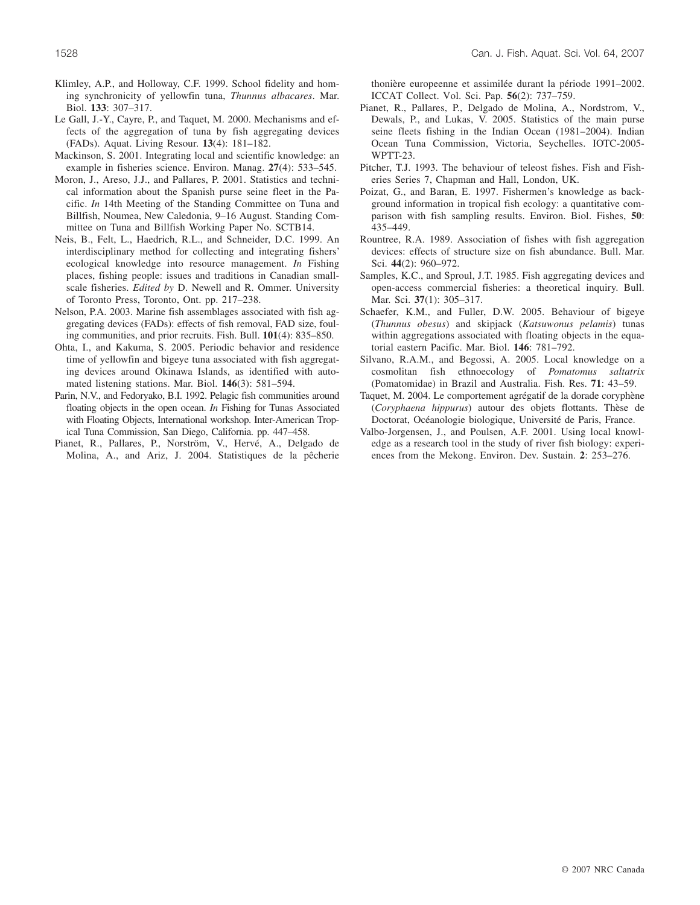Klimley, A.P., and Holloway, C.F. 1999. School fidelity and homing synchronicity of yellowfin tuna, *Thunnus albacares*. Mar. Biol. **133**: 307–317.

Le Gall, J.-Y., Cayre, P., and Taquet, M. 2000. Mechanisms and effects of the aggregation of tuna by fish aggregating devices (FADs). Aquat. Living Resour. **13**(4): 181–182.

Mackinson, S. 2001. Integrating local and scientific knowledge: an example in fisheries science. Environ. Manag. **27**(4): 533–545.

Moron, J., Areso, J.J., and Pallares, P. 2001. Statistics and technical information about the Spanish purse seine fleet in the Pacific. *In* 14th Meeting of the Standing Committee on Tuna and Billfish, Noumea, New Caledonia, 9–16 August. Standing Committee on Tuna and Billfish Working Paper No. SCTB14.

Neis, B., Felt, L., Haedrich, R.L., and Schneider, D.C. 1999. An interdisciplinary method for collecting and integrating fishers' ecological knowledge into resource management. *In* Fishing places, fishing people: issues and traditions in Canadian small-scale fisheries. *Edited by* D. Newell and R. Ommer. University of Toronto Press, Toronto, Ont. pp. 217–238.

Nelson, P.A. 2003. Marine fish assemblages associated with fish aggregating devices (FADs): effects of fish removal, FAD size, fouling communities, and prior recruits. Fish. Bull. **101**(4): 835–850.

Ohta, I., and Kakuma, S. 2005. Periodic behavior and residence time of yellowfin and bigeye tuna associated with fish aggregating devices around Okinawa Islands, as identified with automated listening stations. Mar. Biol. **146**(3): 581–594.

Parin, N.V., and Fedoryako, B.I. 1992. Pelagic fish communities around floating objects in the open ocean. *In* Fishing for Tunas Associated with Floating Objects, International workshop. Inter-American Tropical Tuna Commission, San Diego, California. pp. 447–458.

Pianet, R., Pallares, P., Norström, V., Hervé, A., Delgado de Molina, A., and Ariz, J. 2004. Statistiques de la pêcherie thonière europeenne et assimilée durant la période 1991–2002. ICCAT Collect. Vol. Sci. Pap. **56**(2): 737–759.

Pianet, R., Pallares, P., Delgado de Molina, A., Nordstrom, V., Dewals, P., and Lukas, V. 2005. Statistics of the main purse seine fleets fishing in the Indian Ocean (1981–2004). Indian Ocean Tuna Commission, Victoria, Seychelles. IOTC-2005-WPTT-23.

Pitcher, T.J. 1993. The behaviour of teleost fishes. Fish and Fisheries Series 7, Chapman and Hall, London, UK.

Poizat, G., and Baran, E. 1997. Fishermen's knowledge as background information in tropical fish ecology: a quantitative comparison with fish sampling results. Environ. Biol. Fishes, **50**: 435–449.

Rountree, R.A. 1989. Association of fishes with fish aggregation devices: effects of structure size on fish abundance. Bull. Mar. Sci. **44**(2): 960–972.

Samples, K.C., and Sproul, J.T. 1985. Fish aggregating devices and open-access commercial fisheries: a theoretical inquiry. Bull. Mar. Sci. **37**(1): 305–317.

Schaefer, K.M., and Fuller, D.W. 2005. Behaviour of bigeye (*Thunnus obesus*) and skipjack (*Katsuwonus pelamis*) tunas within aggregations associated with floating objects in the equatorial eastern Pacific. Mar. Biol. **146**: 781–792.

Silvano, R.A.M., and Begossi, A. 2005. Local knowledge on a cosmolitan fish ethnoecology of *Pomatomus saltatrix* (Pomatomidae) in Brazil and Australia. Fish. Res. **71**: 43–59.

Taquet, M. 2004. Le comportement agrégatif de la dorade coryphène (*Coryphaena hippurus*) autour des objets flottants. Thèse de Doctorat, Océanologie biologique, Université de Paris, France.

Valbo-Jorgensen, J., and Poulsen, A.F. 2001. Using local knowledge as a research tool in the study of river fish biology: experiences from the Mekong. Environ. Dev. Sustain. **2**: 253–276.